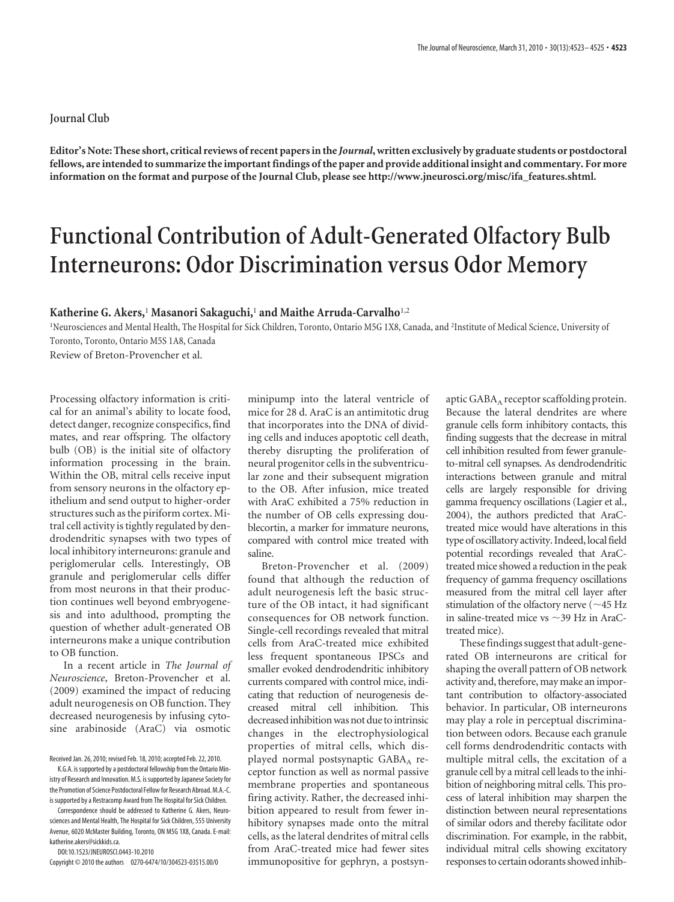Journal Club

**Editor's Note: These short, critical reviews of recent papers in the *Journal*, written exclusively by graduate students or postdoctoral fellows, are intended to summarize the important findings of the paper and provide additional insight and commentary. For more information on the format and purpose of the Journal Club, please see http://www.jneurosci.org/misc/ifa_features.shtml.**

# Functional Contribution of Adult-Generated Olfactory Bulb Interneurons: Odor Discrimination versus Odor Memory

**Katherine G. Akers,[1] Masanori Sakaguchi,[1] and Maithe Arruda-Carvalho[1,2]**

[1]Neurosciences and Mental Health, The Hospital for Sick Children, Toronto, Ontario M5G 1X8, Canada, and [2]Institute of Medical Science, University of Toronto, Toronto, Ontario M5S 1A8, Canada

Review of Breton-Provencher et al.

Processing olfactory information is critical for an animal's ability to locate food, detect danger, recognize conspecifics, find mates, and rear offspring. The olfactory bulb (OB) is the initial site of olfactory information processing in the brain. Within the OB, mitral cells receive input from sensory neurons in the olfactory epithelium and send output to higher-order structures such as the piriform cortex. Mitral cell activity is tightly regulated by dendrodendritic synapses with two types of local inhibitory interneurons: granule and periglomerular cells. Interestingly, OB granule and periglomerular cells differ from most neurons in that their production continues well beyond embryogenesis and into adulthood, prompting the question of whether adult-generated OB interneurons make a unique contribution to OB function.

In a recent article in *The Journal of Neuroscience*, Breton-Provencher et al. (2009) examined the impact of reducing adult neurogenesis on OB function. They decreased neurogenesis by infusing cytosine arabinoside (AraC) via osmotic minipump into the lateral ventricle of mice for 28 d. AraC is an antimitotic drug that incorporates into the DNA of dividing cells and induces apoptotic cell death, thereby disrupting the proliferation of neural progenitor cells in the subventricular zone and their subsequent migration to the OB. After infusion, mice treated with AraC exhibited a 75% reduction in the number of OB cells expressing doublecortin, a marker for immature neurons, compared with control mice treated with saline.

Breton-Provencher et al. (2009) found that although the reduction of adult neurogenesis left the basic structure of the OB intact, it had significant consequences for OB network function. Single-cell recordings revealed that mitral cells from AraC-treated mice exhibited less frequent spontaneous IPSCs and smaller evoked dendrodendritic inhibitory currents compared with control mice, indicating that reduction of neurogenesis decreased mitral cell inhibition. This decreased inhibition was not due to intrinsic changes in the electrophysiological properties of mitral cells, which displayed normal postsynaptic $GABA_A$ receptor function as well as normal passive membrane properties and spontaneous firing activity. Rather, the decreased inhibition appeared to result from fewer inhibitory synapses made onto the mitral cells, as the lateral dendrites of mitral cells from AraC-treated mice had fewer sites immunopositive for gephryn, a postsynaptic $GABA_A$ receptor scaffolding protein. Because the lateral dendrites are where granule cells form inhibitory contacts, this finding suggests that the decrease in mitral cell inhibition resulted from fewer granule-to-mitral cell synapses. As dendrodendritic interactions between granule and mitral cells are largely responsible for driving gamma frequency oscillations (Lagier et al., 2004), the authors predicted that AraC-treated mice would have alterations in this type of oscillatory activity. Indeed, local field potential recordings revealed that AraC-treated mice showed a reduction in the peak frequency of gamma frequency oscillations measured from the mitral cell layer after stimulation of the olfactory nerve (~45 Hz in saline-treated mice vs ~39 Hz in AraC-treated mice).

These findings suggest that adult-generated OB interneurons are critical for shaping the overall pattern of OB network activity and, therefore, may make an important contribution to olfactory-associated behavior. In particular, OB interneurons may play a role in perceptual discrimination between odors. Because each granule cell forms dendrodendritic contacts with multiple mitral cells, the excitation of a granule cell by a mitral cell leads to the inhibition of neighboring mitral cells. This process of lateral inhibition may sharpen the distinction between neural representations of similar odors and thereby facilitate odor discrimination. For example, in the rabbit, individual mitral cells showing excitatory responses to certain odorants showed inhib-

Received Jan. 26, 2010; revised Feb. 18, 2010; accepted Feb. 22, 2010.

K.G.A. is supported by a postdoctoral fellowship from the Ontario Ministry of Research and Innovation. M.S. is supported by Japanese Society for the Promotion of Science Postdoctoral Fellow for Research Abroad. M.A.-C. is supported by a Restracomp Award from The Hospital for Sick Children.

Correspondence should be addressed to Katherine G. Akers, Neurosciences and Mental Health, The Hospital for Sick Children, 555 University Avenue, 6020 McMaster Building, Toronto, ON M5G 1X8, Canada. E-mail: katherine.akers@sickkids.ca.

DOI:10.1523/JNEUROSCI.0443-10.2010

Copyright © 2010 the authors 0270-6474/10/304523-03$15.00/0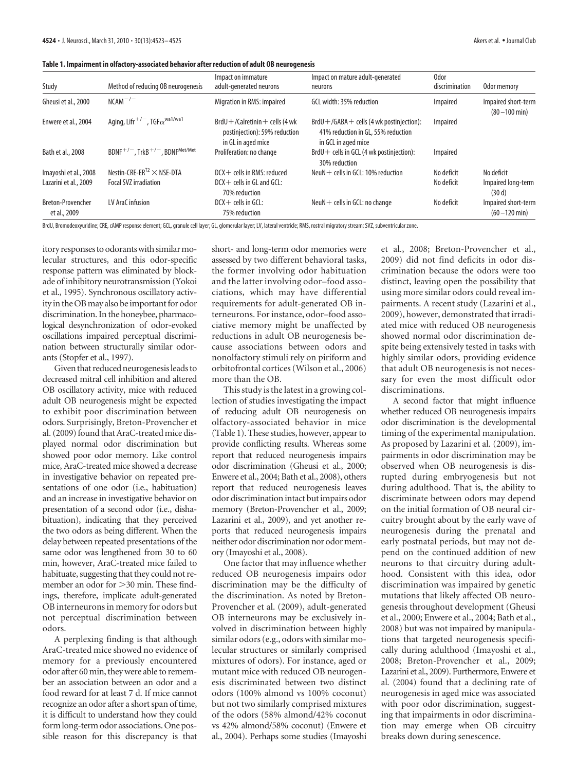**Table 1. Impairment in olfactory-associated behavior after reduction of adult OB neurogenesis**

| Study | Method of reducing OB neurogenesis | Impact on immature adult-generated neurons | Impact on mature adult-generated neurons | Odor discrimination | Odor memory |
|---|---|---|---|---|---|
| Gheusi et al., 2000 | $NCAM^{-/-}$ | Migration in RMS: impaired | GCL width: 35% reduction | Impaired | Impaired short-term (80–100 min) |
| Enwere et al., 2004 | Aging, $Lifr^{+/-}$, $TGF\alpha^{wa1/wa1}$ | BrdU+/Calretinin+ cells (4 wk postinjection): 59% reduction in GL in aged mice | BrdU+/GABA+ cells (4 wk postinjection): 41% reduction in GL, 55% reduction in GCL in aged mice | Impaired | |
| Bath et al., 2008 | $BDNF^{+/-}$, $TrkB^{+/-}$, $BDNF^{Met/Met}$ | Proliferation: no change | BrdU+ cells in GCL (4 wk postinjection): 30% reduction | Impaired | |
| Imayoshi et al., 2008 | Nestin-CRE-$ER^{T2}$ × NSE-DTA | DCX+ cells in RMS: reduced | NeuN+ cells in GCL: 10% reduction | No deficit | No deficit |
| Lazarini et al., 2009 | Focal SVZ irradiation | DCX+ cells in GL and GCL: 70% reduction | | No deficit | Impaired long-term (30 d) |
| Breton-Provencher et al., 2009 | LV AraC infusion | DCX+ cells in GCL: 75% reduction | NeuN+ cells in GCL: no change | No deficit | Impaired short-term (60–120 min) |

BrdU, Bromodeoxyuridine; CRE, cAMP response element; GCL, granule cell layer; GL, glomerular layer; LV, lateral ventricle; RMS, rostral migratory stream; SVZ, subventricular zone.

itory responses to odorants with similar molecular structures, and this odor-specific response pattern was eliminated by blockade of inhibitory neurotransmission (Yokoi et al., 1995). Synchronous oscillatory activity in the OB may also be important for odor discrimination. In the honeybee, pharmacological desynchronization of odor-evoked oscillations impaired perceptual discrimination between structurally similar odorants (Stopfer et al., 1997).

Given that reduced neurogenesis leads to decreased mitral cell inhibition and altered OB oscillatory activity, mice with reduced adult OB neurogenesis might be expected to exhibit poor discrimination between odors. Surprisingly, Breton-Provencher et al. (2009) found that AraC-treated mice displayed normal odor discrimination but showed poor odor memory. Like control mice, AraC-treated mice showed a decrease in investigative behavior on repeated presentations of one odor (i.e., habituation) and an increase in investigative behavior on presentation of a second odor (i.e., dishabituation), indicating that they perceived the two odors as being different. When the delay between repeated presentations of the same odor was lengthened from 30 to 60 min, however, AraC-treated mice failed to habituate, suggesting that they could not remember an odor for >30 min. These findings, therefore, implicate adult-generated OB interneurons in memory for odors but not perceptual discrimination between odors.

A perplexing finding is that although AraC-treated mice showed no evidence of memory for a previously encountered odor after 60 min, they were able to remember an association between an odor and a food reward for at least 7 d. If mice cannot recognize an odor after a short span of time, it is difficult to understand how they could form long-term odor associations. One possible reason for this discrepancy is that short- and long-term odor memories were assessed by two different behavioral tasks, the former involving odor habituation and the latter involving odor–food associations, which may have differential requirements for adult-generated OB interneurons. For instance, odor–food associative memory might be unaffected by reductions in adult OB neurogenesis because associations between odors and nonolfactory stimuli rely on piriform and orbitofrontal cortices (Wilson et al., 2006) more than the OB.

This study is the latest in a growing collection of studies investigating the impact of reducing adult OB neurogenesis on olfactory-associated behavior in mice (Table 1). These studies, however, appear to provide conflicting results. Whereas some report that reduced neurogenesis impairs odor discrimination (Gheusi et al., 2000; Enwere et al., 2004; Bath et al., 2008), others report that reduced neurogenesis leaves odor discrimination intact but impairs odor memory (Breton-Provencher et al., 2009; Lazarini et al., 2009), and yet another reports that reduced neurogenesis impairs neither odor discrimination nor odor memory (Imayoshi et al., 2008).

One factor that may influence whether reduced OB neurogenesis impairs odor discrimination may be the difficulty of the discrimination. As noted by Breton-Provencher et al. (2009), adult-generated OB interneurons may be exclusively involved in discrimination between highly similar odors (e.g., odors with similar molecular structures or similarly comprised mixtures of odors). For instance, aged or mutant mice with reduced OB neurogenesis discriminated between two distinct odors (100% almond vs 100% coconut) but not two similarly comprised mixtures of the odors (58% almond/42% coconut vs 42% almond/58% coconut) (Enwere et al., 2004). Perhaps some studies (Imayoshi et al., 2008; Breton-Provencher et al., 2009) did not find deficits in odor discrimination because the odors were too distinct, leaving open the possibility that using more similar odors could reveal impairments. A recent study (Lazarini et al., 2009), however, demonstrated that irradiated mice with reduced OB neurogenesis showed normal odor discrimination despite being extensively tested in tasks with highly similar odors, providing evidence that adult OB neurogenesis is not necessary for even the most difficult odor discriminations.

A second factor that might influence whether reduced OB neurogenesis impairs odor discrimination is the developmental timing of the experimental manipulation. As proposed by Lazarini et al. (2009), impairments in odor discrimination may be observed when OB neurogenesis is disrupted during embryogenesis but not during adulthood. That is, the ability to discriminate between odors may depend on the initial formation of OB neural circuitry brought about by the early wave of neurogenesis during the prenatal and early postnatal periods, but may not depend on the continued addition of new neurons to that circuitry during adulthood. Consistent with this idea, odor discrimination was impaired by genetic mutations that likely affected OB neurogenesis throughout development (Gheusi et al., 2000; Enwere et al., 2004; Bath et al., 2008) but was not impaired by manipulations that targeted neurogenesis specifically during adulthood (Imayoshi et al., 2008; Breton-Provencher et al., 2009; Lazarini et al., 2009). Furthermore, Enwere et al. (2004) found that a declining rate of neurogenesis in aged mice was associated with poor odor discrimination, suggesting that impairments in odor discrimination may emerge when OB circuitry breaks down during senescence.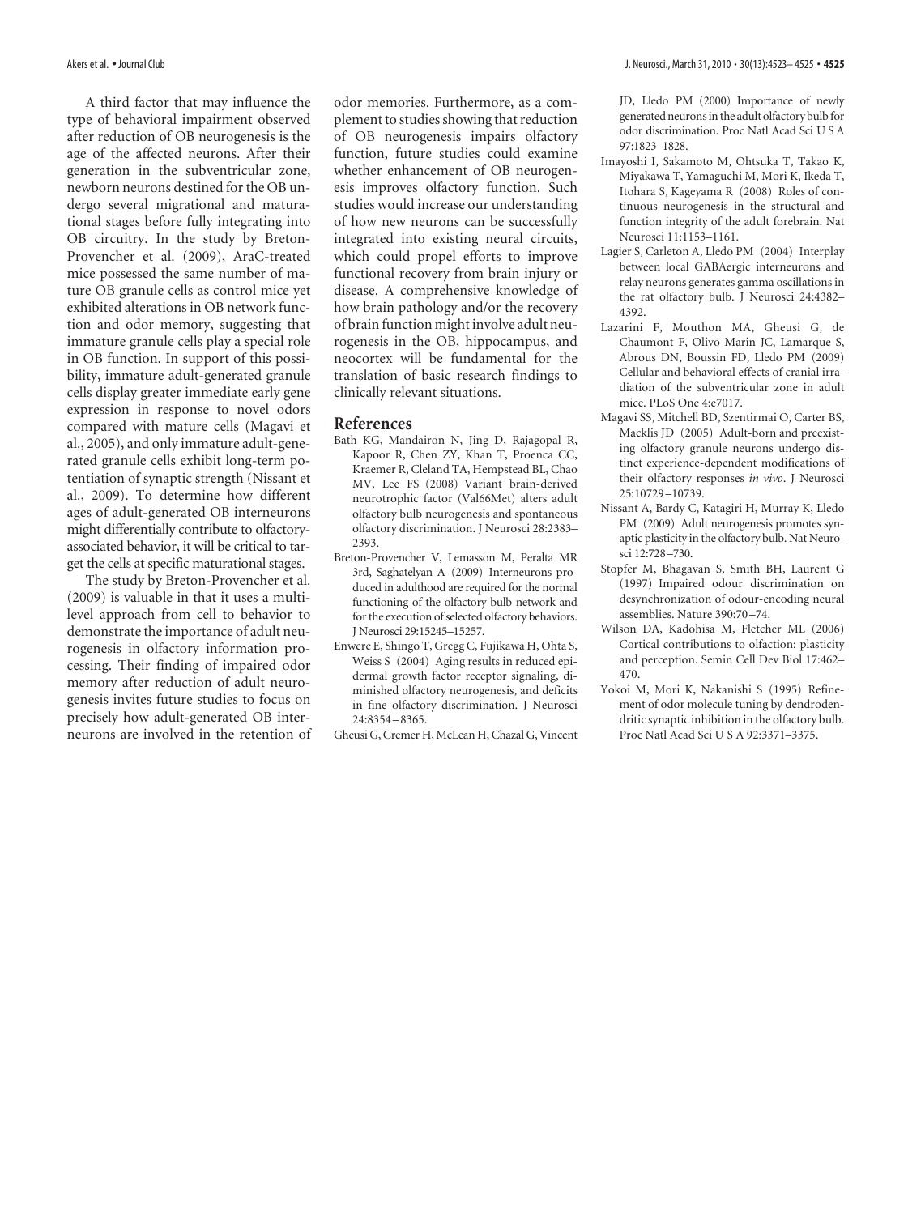A third factor that may influence the type of behavioral impairment observed after reduction of OB neurogenesis is the age of the affected neurons. After their generation in the subventricular zone, newborn neurons destined for the OB undergo several migrational and maturational stages before fully integrating into OB circuitry. In the study by Breton-Provencher et al. (2009), AraC-treated mice possessed the same number of mature OB granule cells as control mice yet exhibited alterations in OB network function and odor memory, suggesting that immature granule cells play a special role in OB function. In support of this possibility, immature adult-generated granule cells display greater immediate early gene expression in response to novel odors compared with mature cells (Magavi et al., 2005), and only immature adult-generated granule cells exhibit long-term potentiation of synaptic strength (Nissant et al., 2009). To determine how different ages of adult-generated OB interneurons might differentially contribute to olfactory-associated behavior, it will be critical to target the cells at specific maturational stages.

The study by Breton-Provencher et al. (2009) is valuable in that it uses a multilevel approach from cell to behavior to demonstrate the importance of adult neurogenesis in olfactory information processing. Their finding of impaired odor memory after reduction of adult neurogenesis invites future studies to focus on precisely how adult-generated OB interneurons are involved in the retention of odor memories. Furthermore, as a complement to studies showing that reduction of OB neurogenesis impairs olfactory function, future studies could examine whether enhancement of OB neurogenesis improves olfactory function. Such studies would increase our understanding of how new neurons can be successfully integrated into existing neural circuits, which could propel efforts to improve functional recovery from brain injury or disease. A comprehensive knowledge of how brain pathology and/or the recovery of brain function might involve adult neurogenesis in the OB, hippocampus, and neocortex will be fundamental for the translation of basic research findings to clinically relevant situations.

## References

Bath KG, Mandairon N, Jing D, Rajagopal R, Kapoor R, Chen ZY, Khan T, Proenca CC, Kraemer R, Cleland TA, Hempstead BL, Chao MV, Lee FS (2008) Variant brain-derived neurotrophic factor (Val66Met) alters adult olfactory bulb neurogenesis and spontaneous olfactory discrimination. J Neurosci 28:2383–2393.

Breton-Provencher V, Lemasson M, Peralta MR 3rd, Saghatelyan A (2009) Interneurons produced in adulthood are required for the normal functioning of the olfactory bulb network and for the execution of selected olfactory behaviors. J Neurosci 29:15245–15257.

Enwere E, Shingo T, Gregg C, Fujikawa H, Ohta S, Weiss S (2004) Aging results in reduced epidermal growth factor receptor signaling, diminished olfactory neurogenesis, and deficits in fine olfactory discrimination. J Neurosci 24:8354–8365.

Gheusi G, Cremer H, McLean H, Chazal G, Vincent JD, Lledo PM (2000) Importance of newly generated neurons in the adult olfactory bulb for odor discrimination. Proc Natl Acad Sci U S A 97:1823–1828.

Imayoshi I, Sakamoto M, Ohtsuka T, Takao K, Miyakawa T, Yamaguchi M, Mori K, Ikeda T, Itohara S, Kageyama R (2008) Roles of continuous neurogenesis in the structural and function integrity of the adult forebrain. Nat Neurosci 11:1153–1161.

Lagier S, Carleton A, Lledo PM (2004) Interplay between local GABAergic interneurons and relay neurons generates gamma oscillations in the rat olfactory bulb. J Neurosci 24:4382–4392.

Lazarini F, Mouthon MA, Gheusi G, de Chaumont F, Olivo-Marin JC, Lamarque S, Abrous DN, Boussin FD, Lledo PM (2009) Cellular and behavioral effects of cranial irradiation of the subventricular zone in adult mice. PLoS One 4:e7017.

Magavi SS, Mitchell BD, Szentirmai O, Carter BS, Macklis JD (2005) Adult-born and preexisting olfactory granule neurons undergo distinct experience-dependent modifications of their olfactory responses *in vivo*. J Neurosci 25:10729–10739.

Nissant A, Bardy C, Katagiri H, Murray K, Lledo PM (2009) Adult neurogenesis promotes synaptic plasticity in the olfactory bulb. Nat Neurosci 12:728–730.

Stopfer M, Bhagavan S, Smith BH, Laurent G (1997) Impaired odour discrimination on desynchronization of odour-encoding neural assemblies. Nature 390:70–74.

Wilson DA, Kadohisa M, Fletcher ML (2006) Cortical contributions to olfaction: plasticity and perception. Semin Cell Dev Biol 17:462–470.

Yokoi M, Mori K, Nakanishi S (1995) Refinement of odor molecule tuning by dendrodendritic synaptic inhibition in the olfactory bulb. Proc Natl Acad Sci U S A 92:3371–3375.